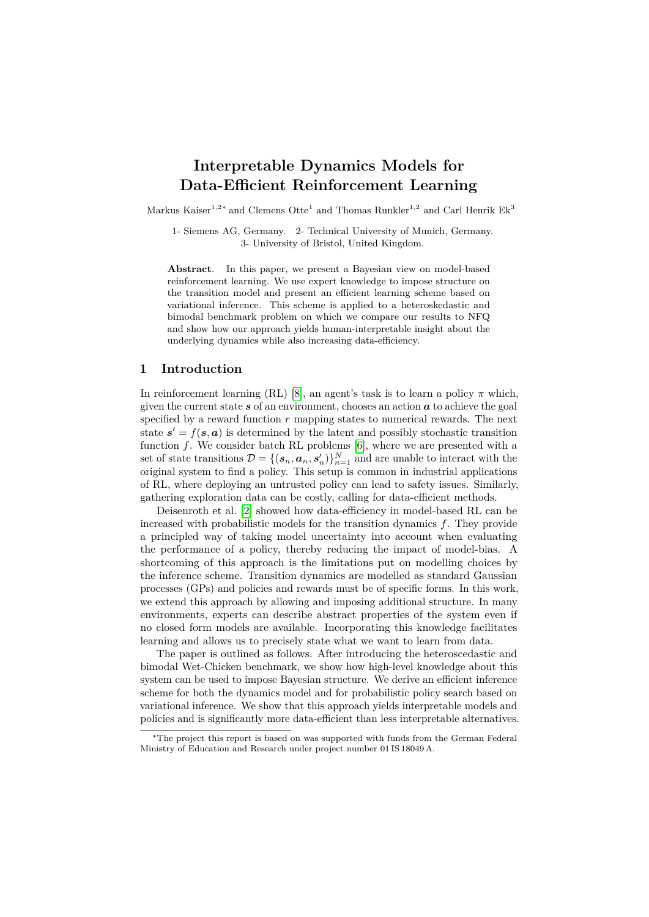# Interpretable Dynamics Models for Data-Efficient Reinforcement Learning

Markus Kaiser[1,2*] and Clemens Otte[1] and Thomas Runkler[1,2] and Carl Henrik Ek[3]

1- Siemens AG, Germany. 2- Technical University of Munich, Germany.
3- University of Bristol, United Kingdom.

**Abstract**. In this paper, we present a Bayesian view on model-based reinforcement learning. We use expert knowledge to impose structure on the transition model and present an efficient learning scheme based on variational inference. This scheme is applied to a heteroskedastic and bimodal benchmark problem on which we compare our results to NFQ and show how our approach yields human-interpretable insight about the underlying dynamics while also increasing data-efficiency.

## 1 Introduction

In reinforcement learning (RL) [8], an agent's task is to learn a policy $\pi$ which, given the current state $\boldsymbol{s}$ of an environment, chooses an action $\boldsymbol{a}$ to achieve the goal specified by a reward function $r$ mapping states to numerical rewards. The next state $\boldsymbol{s}' = f(\boldsymbol{s}, \boldsymbol{a})$ is determined by the latent and possibly stochastic transition function $f$. We consider batch RL problems [6], where we are presented with a set of state transitions $\mathcal{D} = \{(\boldsymbol{s}_n, \boldsymbol{a}_n, \boldsymbol{s}'_n)\}_{n=1}^N$ and are unable to interact with the original system to find a policy. This setup is common in industrial applications of RL, where deploying an untrusted policy can lead to safety issues. Similarly, gathering exploration data can be costly, calling for data-efficient methods.

Deisenroth et al. [2] showed how data-efficiency in model-based RL can be increased with probabilistic models for the transition dynamics $f$. They provide a principled way of taking model uncertainty into account when evaluating the performance of a policy, thereby reducing the impact of model-bias. A shortcoming of this approach is the limitations put on modelling choices by the inference scheme. Transition dynamics are modelled as standard Gaussian processes (GPs) and policies and rewards must be of specific forms. In this work, we extend this approach by allowing and imposing additional structure. In many environments, experts can describe abstract properties of the system even if no closed form models are available. Incorporating this knowledge facilitates learning and allows us to precisely state what we want to learn from data.

The paper is outlined as follows. After introducing the heteroscedastic and bimodal Wet-Chicken benchmark, we show how high-level knowledge about this system can be used to impose Bayesian structure. We derive an efficient inference scheme for both the dynamics model and for probabilistic policy search based on variational inference. We show that this approach yields interpretable models and policies and is significantly more data-efficient than less interpretable alternatives.

*The project this report is based on was supported with funds from the German Federal Ministry of Education and Research under project number 01 IS 18049 A.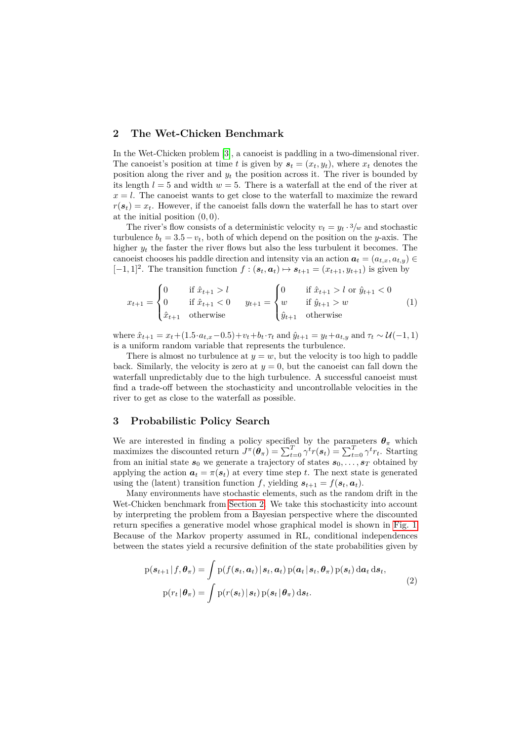## 2 The Wet-Chicken Benchmark

In the Wet-Chicken problem [3], a canoeist is paddling in a two-dimensional river. The canoeist's position at time $t$ is given by $\boldsymbol{s}_t = (x_t, y_t)$, where $x_t$ denotes the position along the river and $y_t$ the position across it. The river is bounded by its length $l = 5$ and width $w = 5$. There is a waterfall at the end of the river at $x = l$. The canoeist wants to get close to the waterfall to maximize the reward $r(\boldsymbol{s}_t) = x_t$. However, if the canoeist falls down the waterfall he has to start over at the initial position $(0, 0)$.

The river's flow consists of a deterministic velocity $v_t = y_t \cdot 3/w$ and stochastic turbulence $b_t = 3.5 - v_t$, both of which depend on the position on the $y$-axis. The higher $y_t$ the faster the river flows but also the less turbulent it becomes. The canoeist chooses his paddle direction and intensity via an action $\boldsymbol{a}_t = (a_{t,x}, a_{t,y}) \in [-1, 1]^2$. The transition function $f : (\boldsymbol{s}_t, \boldsymbol{a}_t) \mapsto \boldsymbol{s}_{t+1} = (x_{t+1}, y_{t+1})$ is given by

$$
x_{t+1} = \begin{cases} 0 & \text{if } \hat{x}_{t+1} > l \\ 0 & \text{if } \hat{x}_{t+1} < 0 \\ \hat{x}_{t+1} & \text{otherwise} \end{cases} \qquad y_{t+1} = \begin{cases} 0 & \text{if } \hat{x}_{t+1} > l \text{ or } \hat{y}_{t+1} < 0 \\ w & \text{if } \hat{y}_{t+1} > w \\ \hat{y}_{t+1} & \text{otherwise} \end{cases} \tag{1}
$$

where $\hat{x}_{t+1} = x_t + (1.5 \cdot a_{t,x} - 0.5) + v_t + b_t \cdot \tau_t$ and $\hat{y}_{t+1} = y_t + a_{t,y}$ and $\tau_t \sim \mathcal{U}(-1, 1)$ is a uniform random variable that represents the turbulence.

There is almost no turbulence at $y = w$, but the velocity is too high to paddle back. Similarly, the velocity is zero at $y = 0$, but the canoeist can fall down the waterfall unpredictably due to the high turbulence. A successful canoeist must find a trade-off between the stochasticity and uncontrollable velocities in the river to get as close to the waterfall as possible.

## 3 Probabilistic Policy Search

We are interested in finding a policy specified by the parameters $\boldsymbol{\theta}_\pi$ which maximizes the discounted return $J^\pi(\boldsymbol{\theta}_\pi) = \sum_{t=0}^{T} \gamma^t r(\boldsymbol{s}_t) = \sum_{t=0}^{T} \gamma^t r_t$. Starting from an initial state $\boldsymbol{s}_0$ we generate a trajectory of states $\boldsymbol{s}_0, \ldots, \boldsymbol{s}_T$ obtained by applying the action $\boldsymbol{a}_t = \pi(\boldsymbol{s}_t)$ at every time step $t$. The next state is generated using the (latent) transition function $f$, yielding $\boldsymbol{s}_{t+1} = f(\boldsymbol{s}_t, \boldsymbol{a}_t)$.

Many environments have stochastic elements, such as the random drift in the Wet-Chicken benchmark from Section 2. We take this stochasticity into account by interpreting the problem from a Bayesian perspective where the discounted return specifies a generative model whose graphical model is shown in Fig. 1. Because of the Markov property assumed in RL, conditional independences between the states yield a recursive definition of the state probabilities given by

$$
\begin{aligned}
\mathrm{p}(\boldsymbol{s}_{t+1} \,|\, f, \boldsymbol{\theta}_\pi) &= \int \mathrm{p}(f(\boldsymbol{s}_t, \boldsymbol{a}_t) \,|\, \boldsymbol{s}_t, \boldsymbol{a}_t) \, \mathrm{p}(\boldsymbol{a}_t \,|\, \boldsymbol{s}_t, \boldsymbol{\theta}_\pi) \, \mathrm{p}(\boldsymbol{s}_t) \, \mathrm{d}\boldsymbol{a}_t \, \mathrm{d}\boldsymbol{s}_t, \\
\mathrm{p}(r_t \,|\, \boldsymbol{\theta}_\pi) &= \int \mathrm{p}(r(\boldsymbol{s}_t) \,|\, \boldsymbol{s}_t) \, \mathrm{p}(\boldsymbol{s}_t \,|\, \boldsymbol{\theta}_\pi) \, \mathrm{d}\boldsymbol{s}_t.
\end{aligned} \tag{2}
$$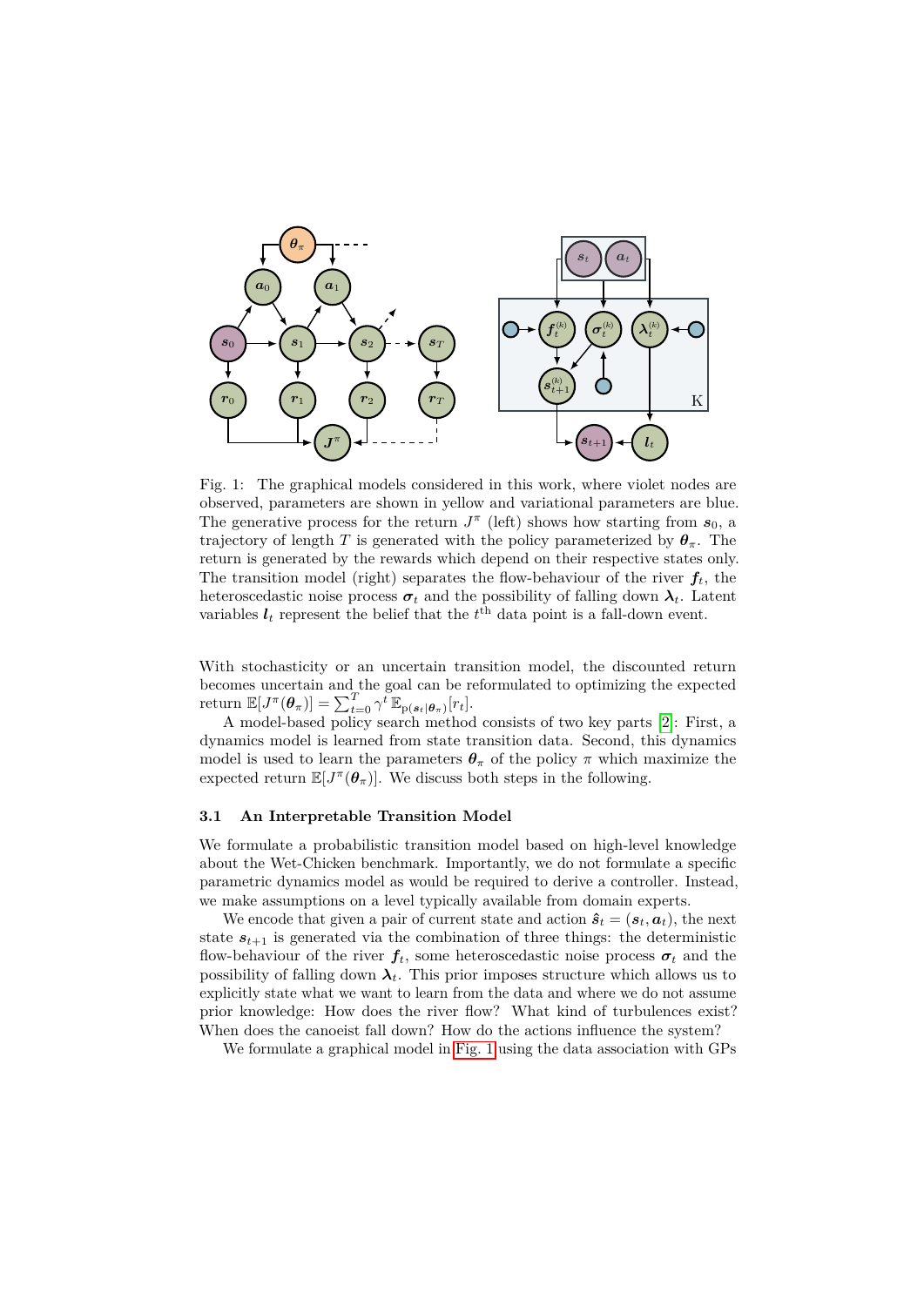Fig. 1: The graphical models considered in this work, where violet nodes are observed, parameters are shown in yellow and variational parameters are blue. The generative process for the return $J^\pi$ (left) shows how starting from $\boldsymbol{s}_0$, a trajectory of length $T$ is generated with the policy parameterized by $\boldsymbol{\theta}_\pi$. The return is generated by the rewards which depend on their respective states only. The transition model (right) separates the flow-behaviour of the river $\boldsymbol{f}_t$, the heteroscedastic noise process $\boldsymbol{\sigma}_t$ and the possibility of falling down $\boldsymbol{\lambda}_t$. Latent variables $\boldsymbol{l}_t$ represent the belief that the $t^{\text{th}}$ data point is a fall-down event.

With stochasticity or an uncertain transition model, the discounted return becomes uncertain and the goal can be reformulated to optimizing the expected return $\mathbb{E}[J^\pi(\boldsymbol{\theta}_\pi)] = \sum_{t=0}^{T} \gamma^t \, \mathbb{E}_{\mathrm{p}(\boldsymbol{s}_t \mid \boldsymbol{\theta}_\pi)}[r_t]$.

A model-based policy search method consists of two key parts [2]: First, a dynamics model is learned from state transition data. Second, this dynamics model is used to learn the parameters $\boldsymbol{\theta}_\pi$ of the policy $\pi$ which maximize the expected return $\mathbb{E}[J^\pi(\boldsymbol{\theta}_\pi)]$. We discuss both steps in the following.

### 3.1 An Interpretable Transition Model

We formulate a probabilistic transition model based on high-level knowledge about the Wet-Chicken benchmark. Importantly, we do not formulate a specific parametric dynamics model as would be required to derive a controller. Instead, we make assumptions on a level typically available from domain experts.

We encode that given a pair of current state and action $\hat{\boldsymbol{s}}_t = (\boldsymbol{s}_t, \boldsymbol{a}_t)$, the next state $\boldsymbol{s}_{t+1}$ is generated via the combination of three things: the deterministic flow-behaviour of the river $\boldsymbol{f}_t$, some heteroscedastic noise process $\boldsymbol{\sigma}_t$ and the possibility of falling down $\boldsymbol{\lambda}_t$. This prior imposes structure which allows us to explicitly state what we want to learn from the data and where we do not assume prior knowledge: How does the river flow? What kind of turbulences exist? When does the canoeist fall down? How do the actions influence the system?

We formulate a graphical model in Fig. 1 using the data association with GPs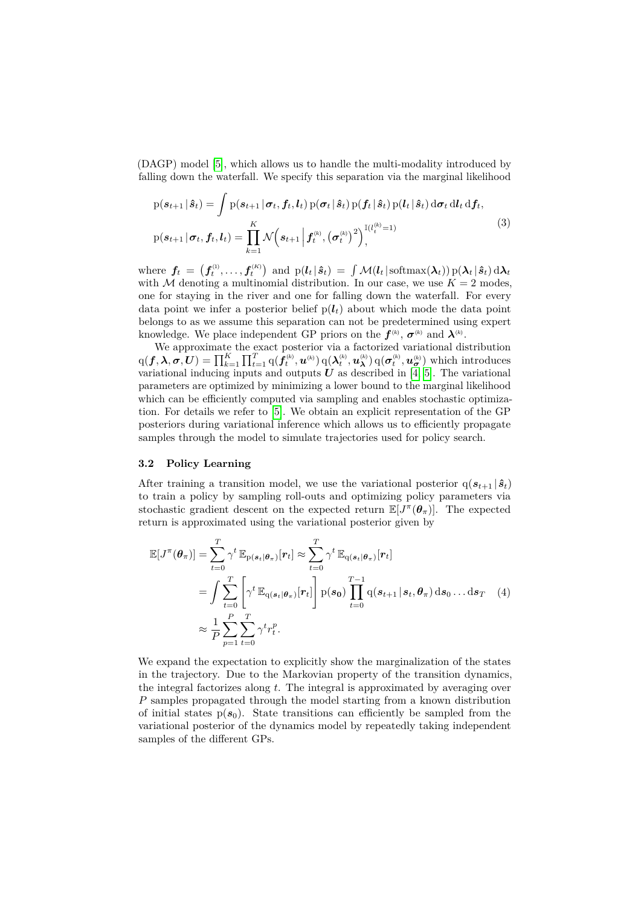(DAGP) model [5], which allows us to handle the multi-modality introduced by falling down the waterfall. We specify this separation via the marginal likelihood

$$
\begin{aligned}
\mathrm{p}(\boldsymbol{s}_{t+1} \,|\, \hat{\boldsymbol{s}}_t) &= \int \mathrm{p}(\boldsymbol{s}_{t+1} \,|\, \boldsymbol{\sigma}_t, \boldsymbol{f}_t, \boldsymbol{l}_t)\, \mathrm{p}(\boldsymbol{\sigma}_t \,|\, \hat{\boldsymbol{s}}_t)\, \mathrm{p}(\boldsymbol{f}_t \,|\, \hat{\boldsymbol{s}}_t)\, \mathrm{p}(\boldsymbol{l}_t \,|\, \hat{\boldsymbol{s}}_t)\, \mathrm{d}\boldsymbol{\sigma}_t\, \mathrm{d}\boldsymbol{l}_t\, \mathrm{d}\boldsymbol{f}_t, \\
\mathrm{p}(\boldsymbol{s}_{t+1} \,|\, \boldsymbol{\sigma}_t, \boldsymbol{f}_t, \boldsymbol{l}_t) &= \prod_{k=1}^{K} \mathcal{N}\Big(\boldsymbol{s}_{t+1} \,\Big|\, \boldsymbol{f}_t^{(k)}, \big(\boldsymbol{\sigma}_t^{(k)}\big)^2\Big)^{\mathbb{I}(l_t^{(k)}=1)},
\end{aligned} \tag{3}
$$

where $\boldsymbol{f}_t = \big(\boldsymbol{f}_t^{(1)}, \dots, \boldsymbol{f}_t^{(K)}\big)$ and $\mathrm{p}(\boldsymbol{l}_t \,|\, \hat{\boldsymbol{s}}_t) = \int \mathcal{M}(\boldsymbol{l}_t \,|\, \mathrm{softmax}(\boldsymbol{\lambda}_t))\, \mathrm{p}(\boldsymbol{\lambda}_t \,|\, \hat{\boldsymbol{s}}_t)\, \mathrm{d}\boldsymbol{\lambda}_t$ with $\mathcal{M}$ denoting a multinomial distribution. In our case, we use $K = 2$ modes, one for staying in the river and one for falling down the waterfall. For every data point we infer a posterior belief $\mathrm{p}(\boldsymbol{l}_t)$ about which mode the data point belongs to as we assume this separation can not be predetermined using expert knowledge. We place independent GP priors on the $\boldsymbol{f}^{(k)}$, $\boldsymbol{\sigma}^{(k)}$ and $\boldsymbol{\lambda}^{(k)}$.

We approximate the exact posterior via a factorized variational distribution $\mathrm{q}(\boldsymbol{f}, \boldsymbol{\lambda}, \boldsymbol{\sigma}, \boldsymbol{U}) = \prod_{k=1}^{K} \prod_{t=1}^{T} \mathrm{q}(\boldsymbol{f}_t^{(k)}, \boldsymbol{u}^{(k)})\, \mathrm{q}(\boldsymbol{\lambda}_t^{(k)}, \boldsymbol{u}_{\boldsymbol{\lambda}}^{(k)})\, \mathrm{q}(\boldsymbol{\sigma}_t^{(k)}, \boldsymbol{u}_{\boldsymbol{\sigma}}^{(k)})$ which introduces variational inducing inputs and outputs $\boldsymbol{U}$ as described in [4, 5]. The variational parameters are optimized by minimizing a lower bound to the marginal likelihood which can be efficiently computed via sampling and enables stochastic optimization. For details we refer to [5]. We obtain an explicit representation of the GP posteriors during variational inference which allows us to efficiently propagate samples through the model to simulate trajectories used for policy search.

### 3.2 Policy Learning

After training a transition model, we use the variational posterior $\mathrm{q}(\boldsymbol{s}_{t+1} \,|\, \hat{\boldsymbol{s}}_t)$ to train a policy by sampling roll-outs and optimizing policy parameters via stochastic gradient descent on the expected return $\mathbb{E}[J^\pi(\boldsymbol{\theta}_\pi)]$. The expected return is approximated using the variational posterior given by

$$
\begin{aligned}
\mathbb{E}[J^\pi(\boldsymbol{\theta}_\pi)] &= \sum_{t=0}^{T} \gamma^t\, \mathbb{E}_{\mathrm{p}(\boldsymbol{s}_t|\boldsymbol{\theta}_\pi)}[\boldsymbol{r}_t] \approx \sum_{t=0}^{T} \gamma^t\, \mathbb{E}_{\mathrm{q}(\boldsymbol{s}_t|\boldsymbol{\theta}_\pi)}[\boldsymbol{r}_t] \\
&= \int \sum_{t=0}^{T} \left[\gamma^t\, \mathbb{E}_{\mathrm{q}(\boldsymbol{s}_t|\boldsymbol{\theta}_\pi)}[\boldsymbol{r}_t]\right] \mathrm{p}(\boldsymbol{s}_0) \prod_{t=0}^{T-1} \mathrm{q}(\boldsymbol{s}_{t+1} \,|\, \boldsymbol{s}_t, \boldsymbol{\theta}_\pi)\, \mathrm{d}\boldsymbol{s}_0 \dots \mathrm{d}\boldsymbol{s}_T \\
&\approx \frac{1}{P} \sum_{p=1}^{P} \sum_{t=0}^{T} \gamma^t r_t^p.
\end{aligned} \tag{4}
$$

We expand the expectation to explicitly show the marginalization of the states in the trajectory. Due to the Markovian property of the transition dynamics, the integral factorizes along $t$. The integral is approximated by averaging over $P$ samples propagated through the model starting from a known distribution of initial states $\mathrm{p}(\boldsymbol{s}_0)$. State transitions can efficiently be sampled from the variational posterior of the dynamics model by repeatedly taking independent samples of the different GPs.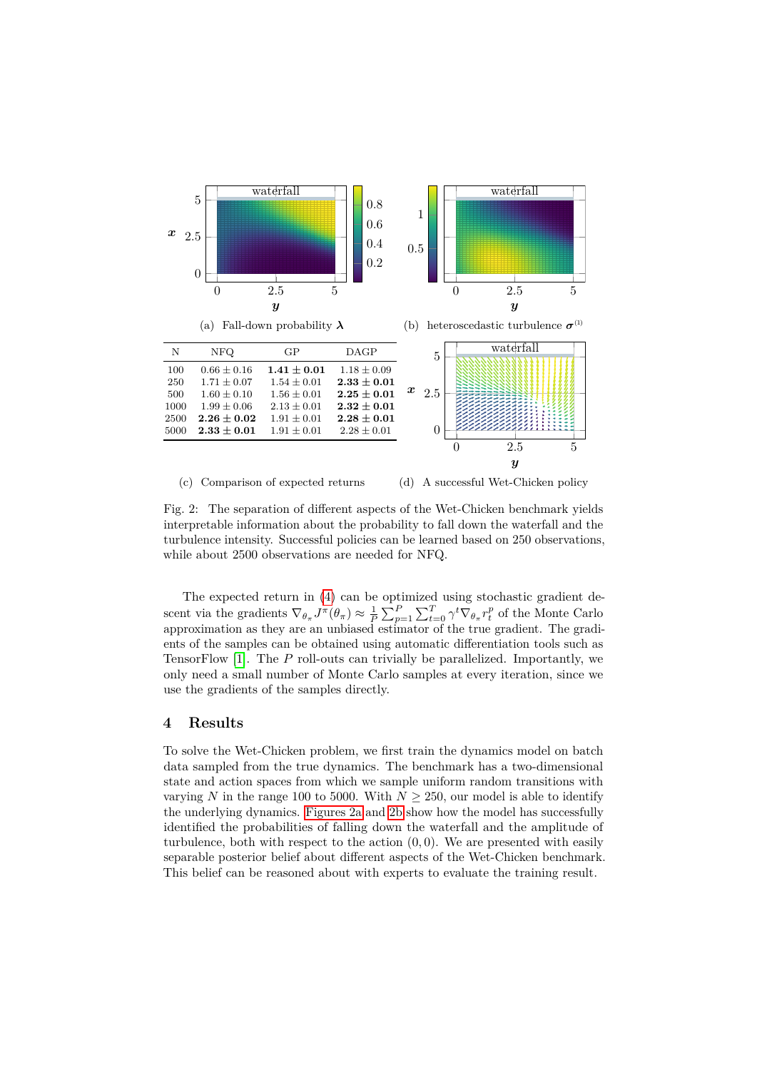(a) Fall-down probability $\boldsymbol{\lambda}$

(b) heteroscedastic turbulence $\boldsymbol{\sigma}^{(1)}$

| N | NFQ | GP | DAGP |
|---|---|---|---|
| 100 | $0.66 \pm 0.16$ | $\mathbf{1.41 \pm 0.01}$ | $1.18 \pm 0.09$ |
| 250 | $1.71 \pm 0.07$ | $1.54 \pm 0.01$ | $\mathbf{2.33 \pm 0.01}$ |
| 500 | $1.60 \pm 0.10$ | $1.56 \pm 0.01$ | $\mathbf{2.25 \pm 0.01}$ |
| 1000 | $1.99 \pm 0.06$ | $2.13 \pm 0.01$ | $\mathbf{2.32 \pm 0.01}$ |
| 2500 | $\mathbf{2.26 \pm 0.02}$ | $1.91 \pm 0.01$ | $\mathbf{2.28 \pm 0.01}$ |
| 5000 | $\mathbf{2.33 \pm 0.01}$ | $1.91 \pm 0.01$ | $2.28 \pm 0.01$ |

(c) Comparison of expected returns

(d) A successful Wet-Chicken policy

Fig. 2: The separation of different aspects of the Wet-Chicken benchmark yields interpretable information about the probability to fall down the waterfall and the turbulence intensity. Successful policies can be learned based on 250 observations, while about 2500 observations are needed for NFQ.

The expected return in (4) can be optimized using stochastic gradient descent via the gradients $\nabla_{\theta_\pi} J^\pi(\theta_\pi) \approx \frac{1}{P}\sum_{p=1}^{P}\sum_{t=0}^{T}\gamma^t \nabla_{\theta_\pi} r_t^p$ of the Monte Carlo approximation as they are an unbiased estimator of the true gradient. The gradients of the samples can be obtained using automatic differentiation tools such as TensorFlow [1]. The $P$ roll-outs can trivially be parallelized. Importantly, we only need a small number of Monte Carlo samples at every iteration, since we use the gradients of the samples directly.

## 4 Results

To solve the Wet-Chicken problem, we first train the dynamics model on batch data sampled from the true dynamics. The benchmark has a two-dimensional state and action spaces from which we sample uniform random transitions with varying $N$ in the range 100 to 5000. With $N \geq 250$, our model is able to identify the underlying dynamics. Figures 2a and 2b show how the model has successfully identified the probabilities of falling down the waterfall and the amplitude of turbulence, both with respect to the action $(0, 0)$. We are presented with easily separable posterior belief about different aspects of the Wet-Chicken benchmark. This belief can be reasoned about with experts to evaluate the training result.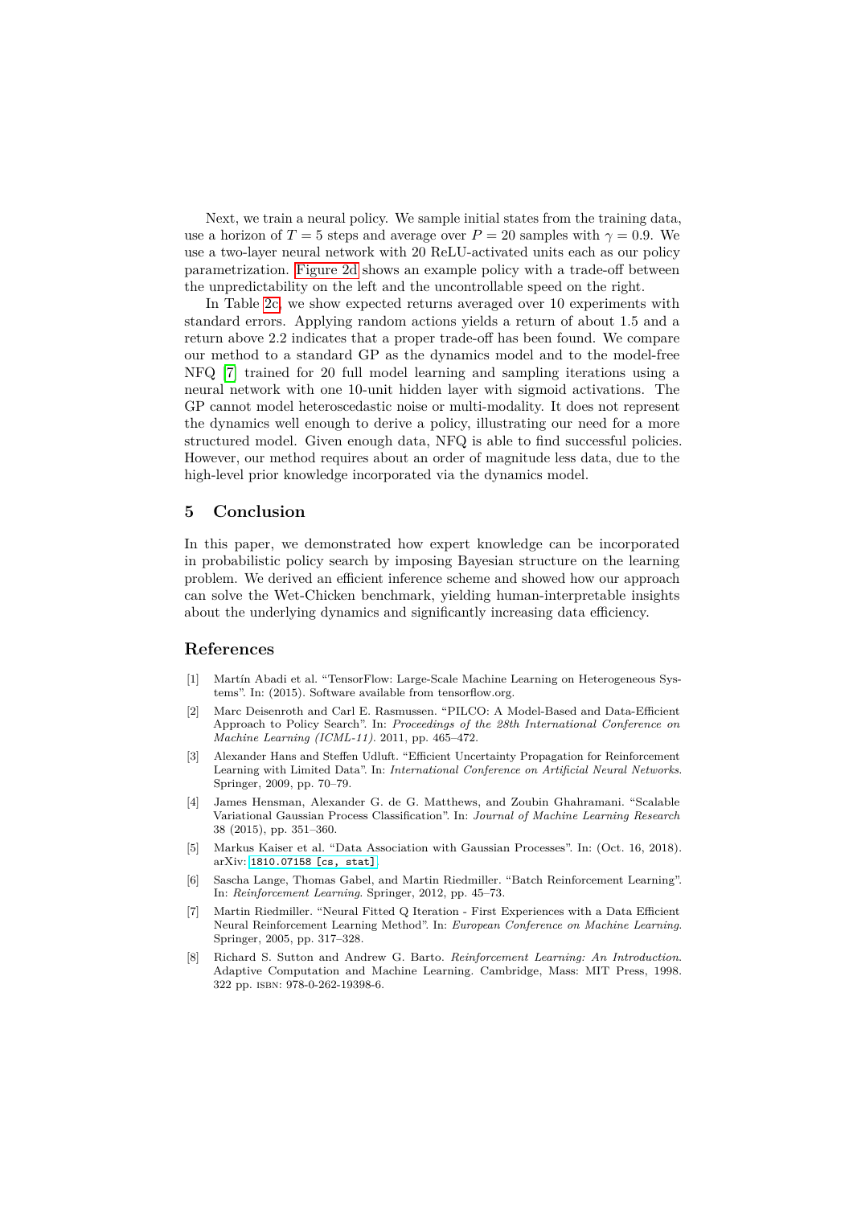Next, we train a neural policy. We sample initial states from the training data, use a horizon of $T = 5$ steps and average over $P = 20$ samples with $\gamma = 0.9$. We use a two-layer neural network with 20 ReLU-activated units each as our policy parametrization. Figure 2d shows an example policy with a trade-off between the unpredictability on the left and the uncontrollable speed on the right.

In Table 2c, we show expected returns averaged over 10 experiments with standard errors. Applying random actions yields a return of about 1.5 and a return above 2.2 indicates that a proper trade-off has been found. We compare our method to a standard GP as the dynamics model and to the model-free NFQ [7] trained for 20 full model learning and sampling iterations using a neural network with one 10-unit hidden layer with sigmoid activations. The GP cannot model heteroscedastic noise or multi-modality. It does not represent the dynamics well enough to derive a policy, illustrating our need for a more structured model. Given enough data, NFQ is able to find successful policies. However, our method requires about an order of magnitude less data, due to the high-level prior knowledge incorporated via the dynamics model.

## 5 Conclusion

In this paper, we demonstrated how expert knowledge can be incorporated in probabilistic policy search by imposing Bayesian structure on the learning problem. We derived an efficient inference scheme and showed how our approach can solve the Wet-Chicken benchmark, yielding human-interpretable insights about the underlying dynamics and significantly increasing data efficiency.

## References

[1] Martín Abadi et al. "TensorFlow: Large-Scale Machine Learning on Heterogeneous Systems". In: (2015). Software available from tensorflow.org.

[2] Marc Deisenroth and Carl E. Rasmussen. "PILCO: A Model-Based and Data-Efficient Approach to Policy Search". In: *Proceedings of the 28th International Conference on Machine Learning (ICML-11)*. 2011, pp. 465–472.

[3] Alexander Hans and Steffen Udluft. "Efficient Uncertainty Propagation for Reinforcement Learning with Limited Data". In: *International Conference on Artificial Neural Networks*. Springer, 2009, pp. 70–79.

[4] James Hensman, Alexander G. de G. Matthews, and Zoubin Ghahramani. "Scalable Variational Gaussian Process Classification". In: *Journal of Machine Learning Research* 38 (2015), pp. 351–360.

[5] Markus Kaiser et al. "Data Association with Gaussian Processes". In: (Oct. 16, 2018). arXiv: `1810.07158 [cs, stat]`.

[6] Sascha Lange, Thomas Gabel, and Martin Riedmiller. "Batch Reinforcement Learning". In: *Reinforcement Learning*. Springer, 2012, pp. 45–73.

[7] Martin Riedmiller. "Neural Fitted Q Iteration - First Experiences with a Data Efficient Neural Reinforcement Learning Method". In: *European Conference on Machine Learning*. Springer, 2005, pp. 317–328.

[8] Richard S. Sutton and Andrew G. Barto. *Reinforcement Learning: An Introduction*. Adaptive Computation and Machine Learning. Cambridge, Mass: MIT Press, 1998. 322 pp. ISBN: 978-0-262-19398-6.